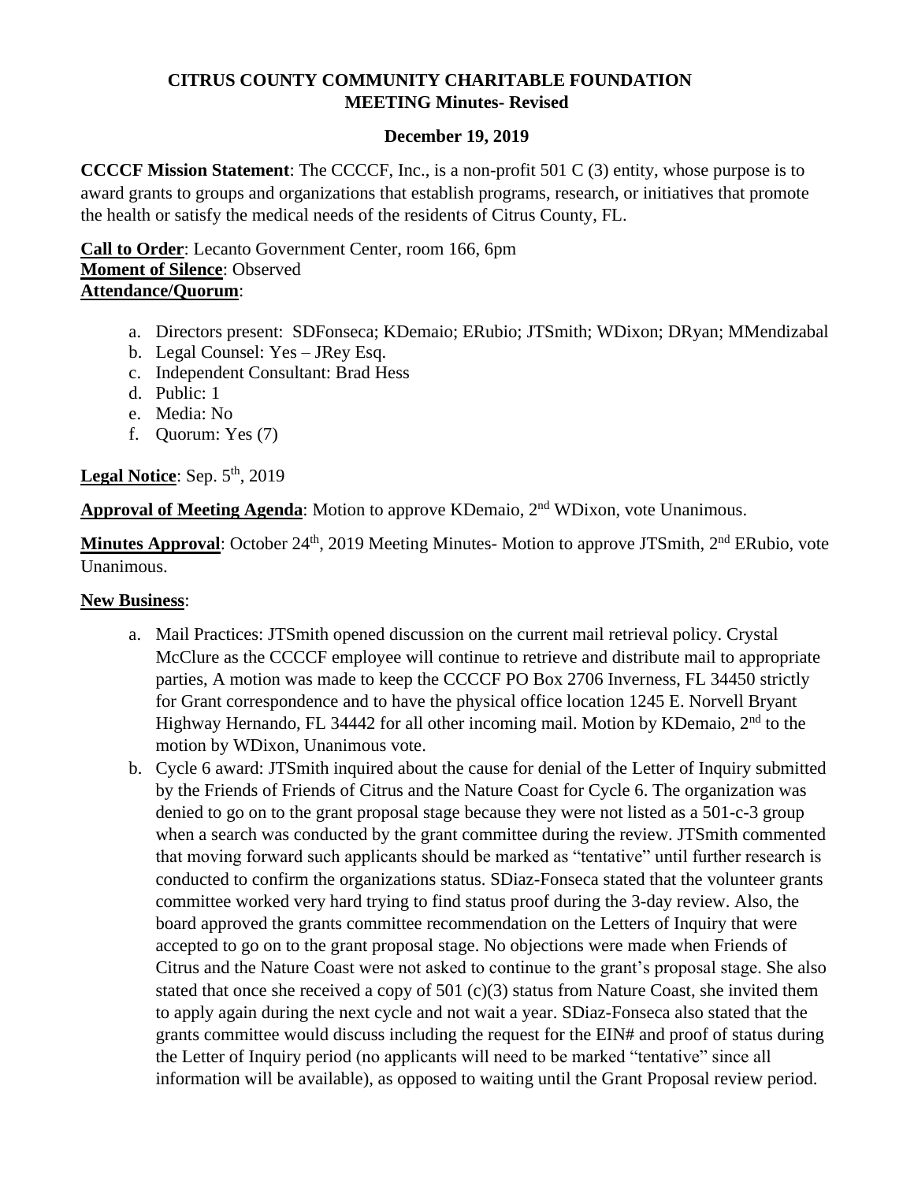# CITRUS COUNTY COMMUNITY CHARITABLE FOUNDATION
## MEETING Minutes- Revised

### December 19, 2019

**CCCCF Mission Statement**: The CCCCF, Inc., is a non-profit 501 C (3) entity, whose purpose is to award grants to groups and organizations that establish programs, research, or initiatives that promote the health or satisfy the medical needs of the residents of Citrus County, FL.

**Call to Order**: Lecanto Government Center, room 166, 6pm
**Moment of Silence**: Observed
**Attendance/Quorum**:

a. Directors present: SDFonseca; KDemaio; ERubio; JTSmith; WDixon; DRyan; MMendizabal
b. Legal Counsel: Yes – JRey Esq.
c. Independent Consultant: Brad Hess
d. Public: 1
e. Media: No
f. Quorum: Yes (7)

**Legal Notice**: Sep. 5th, 2019

**Approval of Meeting Agenda**: Motion to approve KDemaio, 2nd WDixon, vote Unanimous.

**Minutes Approval**: October 24th, 2019 Meeting Minutes- Motion to approve JTSmith, 2nd ERubio, vote Unanimous.

**New Business**:

a. Mail Practices: JTSmith opened discussion on the current mail retrieval policy. Crystal McClure as the CCCCF employee will continue to retrieve and distribute mail to appropriate parties, A motion was made to keep the CCCCF PO Box 2706 Inverness, FL 34450 strictly for Grant correspondence and to have the physical office location 1245 E. Norvell Bryant Highway Hernando, FL 34442 for all other incoming mail. Motion by KDemaio, 2nd to the motion by WDixon, Unanimous vote.
b. Cycle 6 award: JTSmith inquired about the cause for denial of the Letter of Inquiry submitted by the Friends of Friends of Citrus and the Nature Coast for Cycle 6. The organization was denied to go on to the grant proposal stage because they were not listed as a 501-c-3 group when a search was conducted by the grant committee during the review. JTSmith commented that moving forward such applicants should be marked as "tentative" until further research is conducted to confirm the organizations status. SDiaz-Fonseca stated that the volunteer grants committee worked very hard trying to find status proof during the 3-day review. Also, the board approved the grants committee recommendation on the Letters of Inquiry that were accepted to go on to the grant proposal stage. No objections were made when Friends of Citrus and the Nature Coast were not asked to continue to the grant's proposal stage. She also stated that once she received a copy of 501 (c)(3) status from Nature Coast, she invited them to apply again during the next cycle and not wait a year. SDiaz-Fonseca also stated that the grants committee would discuss including the request for the EIN# and proof of status during the Letter of Inquiry period (no applicants will need to be marked "tentative" since all information will be available), as opposed to waiting until the Grant Proposal review period.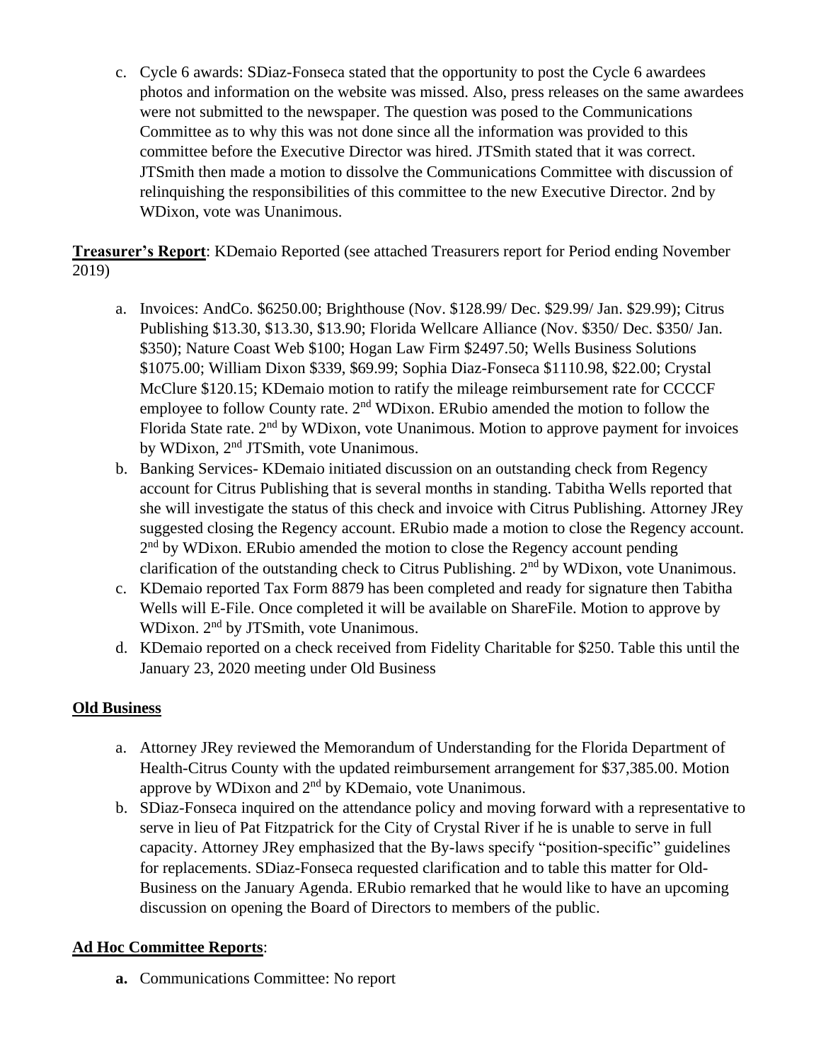c. Cycle 6 awards: SDiaz-Fonseca stated that the opportunity to post the Cycle 6 awardees photos and information on the website was missed. Also, press releases on the same awardees were not submitted to the newspaper. The question was posed to the Communications Committee as to why this was not done since all the information was provided to this committee before the Executive Director was hired. JTSmith stated that it was correct. JTSmith then made a motion to dissolve the Communications Committee with discussion of relinquishing the responsibilities of this committee to the new Executive Director. 2nd by WDixon, vote was Unanimous.

**Treasurer's Report**: KDemaio Reported (see attached Treasurers report for Period ending November 2019)

a. Invoices: AndCo. $6250.00; Brighthouse (Nov. $128.99/ Dec. $29.99/ Jan. $29.99); Citrus Publishing $13.30, $13.30, $13.90; Florida Wellcare Alliance (Nov. $350/ Dec. $350/ Jan. $350); Nature Coast Web $100; Hogan Law Firm $2497.50; Wells Business Solutions $1075.00; William Dixon $339, $69.99; Sophia Diaz-Fonseca $1110.98, $22.00; Crystal McClure $120.15; KDemaio motion to ratify the mileage reimbursement rate for CCCCF employee to follow County rate. 2nd WDixon. ERubio amended the motion to follow the Florida State rate. 2nd by WDixon, vote Unanimous. Motion to approve payment for invoices by WDixon, 2nd JTSmith, vote Unanimous.
b. Banking Services- KDemaio initiated discussion on an outstanding check from Regency account for Citrus Publishing that is several months in standing. Tabitha Wells reported that she will investigate the status of this check and invoice with Citrus Publishing. Attorney JRey suggested closing the Regency account. ERubio made a motion to close the Regency account. 2nd by WDixon. ERubio amended the motion to close the Regency account pending clarification of the outstanding check to Citrus Publishing. 2nd by WDixon, vote Unanimous.
c. KDemaio reported Tax Form 8879 has been completed and ready for signature then Tabitha Wells will E-File. Once completed it will be available on ShareFile. Motion to approve by WDixon. 2nd by JTSmith, vote Unanimous.
d. KDemaio reported on a check received from Fidelity Charitable for $250. Table this until the January 23, 2020 meeting under Old Business

**Old Business**

a. Attorney JRey reviewed the Memorandum of Understanding for the Florida Department of Health-Citrus County with the updated reimbursement arrangement for $37,385.00. Motion approve by WDixon and 2nd by KDemaio, vote Unanimous.
b. SDiaz-Fonseca inquired on the attendance policy and moving forward with a representative to serve in lieu of Pat Fitzpatrick for the City of Crystal River if he is unable to serve in full capacity. Attorney JRey emphasized that the By-laws specify "position-specific" guidelines for replacements. SDiaz-Fonseca requested clarification and to table this matter for Old-Business on the January Agenda. ERubio remarked that he would like to have an upcoming discussion on opening the Board of Directors to members of the public.

**Ad Hoc Committee Reports**:

**a.** Communications Committee: No report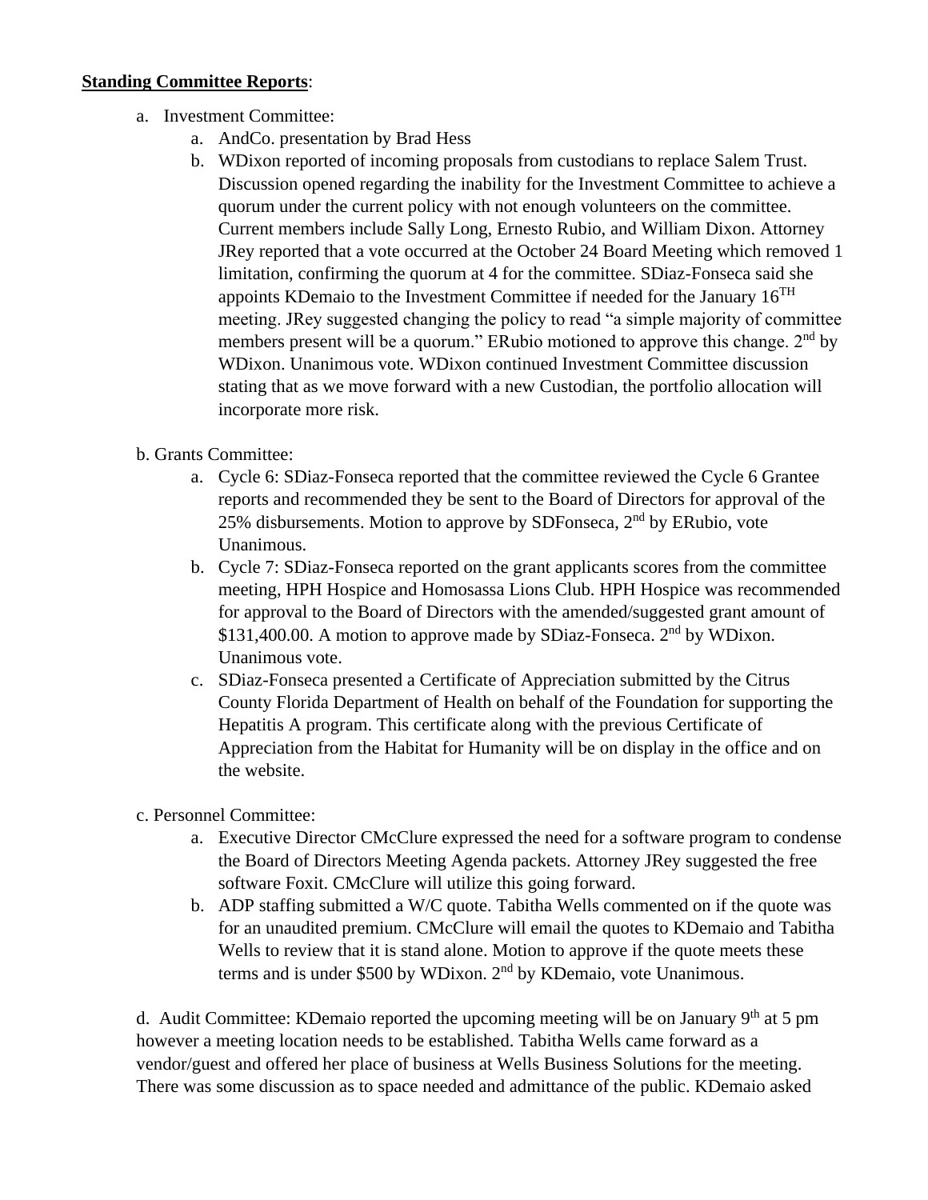**Standing Committee Reports**:

a. Investment Committee:
   a. AndCo. presentation by Brad Hess
   b. WDixon reported of incoming proposals from custodians to replace Salem Trust. Discussion opened regarding the inability for the Investment Committee to achieve a quorum under the current policy with not enough volunteers on the committee. Current members include Sally Long, Ernesto Rubio, and William Dixon. Attorney JRey reported that a vote occurred at the October 24 Board Meeting which removed 1 limitation, confirming the quorum at 4 for the committee. SDiaz-Fonseca said she appoints KDemaio to the Investment Committee if needed for the January 16TH meeting. JRey suggested changing the policy to read "a simple majority of committee members present will be a quorum." ERubio motioned to approve this change. 2nd by WDixon. Unanimous vote. WDixon continued Investment Committee discussion stating that as we move forward with a new Custodian, the portfolio allocation will incorporate more risk.

b. Grants Committee:
   a. Cycle 6: SDiaz-Fonseca reported that the committee reviewed the Cycle 6 Grantee reports and recommended they be sent to the Board of Directors for approval of the 25% disbursements. Motion to approve by SDFonseca, 2nd by ERubio, vote Unanimous.
   b. Cycle 7: SDiaz-Fonseca reported on the grant applicants scores from the committee meeting, HPH Hospice and Homosassa Lions Club. HPH Hospice was recommended for approval to the Board of Directors with the amended/suggested grant amount of $131,400.00. A motion to approve made by SDiaz-Fonseca. 2nd by WDixon. Unanimous vote.
   c. SDiaz-Fonseca presented a Certificate of Appreciation submitted by the Citrus County Florida Department of Health on behalf of the Foundation for supporting the Hepatitis A program. This certificate along with the previous Certificate of Appreciation from the Habitat for Humanity will be on display in the office and on the website.

c. Personnel Committee:
   a. Executive Director CMcClure expressed the need for a software program to condense the Board of Directors Meeting Agenda packets. Attorney JRey suggested the free software Foxit. CMcClure will utilize this going forward.
   b. ADP staffing submitted a W/C quote. Tabitha Wells commented on if the quote was for an unaudited premium. CMcClure will email the quotes to KDemaio and Tabitha Wells to review that it is stand alone. Motion to approve if the quote meets these terms and is under $500 by WDixon. 2nd by KDemaio, vote Unanimous.

d. Audit Committee: KDemaio reported the upcoming meeting will be on January 9th at 5 pm however a meeting location needs to be established. Tabitha Wells came forward as a vendor/guest and offered her place of business at Wells Business Solutions for the meeting. There was some discussion as to space needed and admittance of the public. KDemaio asked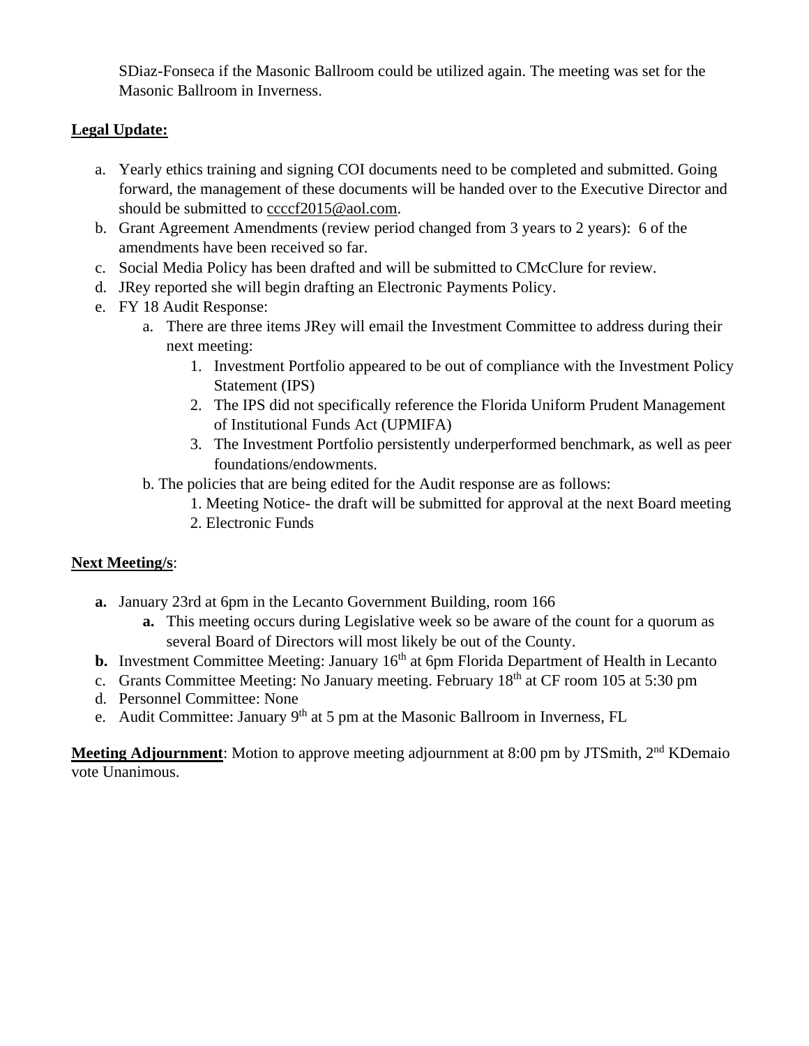SDiaz-Fonseca if the Masonic Ballroom could be utilized again. The meeting was set for the Masonic Ballroom in Inverness.

**Legal Update:**

a. Yearly ethics training and signing COI documents need to be completed and submitted. Going forward, the management of these documents will be handed over to the Executive Director and should be submitted to ccccf2015@aol.com.
b. Grant Agreement Amendments (review period changed from 3 years to 2 years): 6 of the amendments have been received so far.
c. Social Media Policy has been drafted and will be submitted to CMcClure for review.
d. JRey reported she will begin drafting an Electronic Payments Policy.
e. FY 18 Audit Response:
    a. There are three items JRey will email the Investment Committee to address during their next meeting:
        1. Investment Portfolio appeared to be out of compliance with the Investment Policy Statement (IPS)
        2. The IPS did not specifically reference the Florida Uniform Prudent Management of Institutional Funds Act (UPMIFA)
        3. The Investment Portfolio persistently underperformed benchmark, as well as peer foundations/endowments.
    b. The policies that are being edited for the Audit response are as follows:
        1. Meeting Notice- the draft will be submitted for approval at the next Board meeting
        2. Electronic Funds

**Next Meeting/s**:

**a.** January 23rd at 6pm in the Lecanto Government Building, room 166
    **a.** This meeting occurs during Legislative week so be aware of the count for a quorum as several Board of Directors will most likely be out of the County.
**b.** Investment Committee Meeting: January 16th at 6pm Florida Department of Health in Lecanto
c. Grants Committee Meeting: No January meeting. February 18th at CF room 105 at 5:30 pm
d. Personnel Committee: None
e. Audit Committee: January 9th at 5 pm at the Masonic Ballroom in Inverness, FL

**Meeting Adjournment**: Motion to approve meeting adjournment at 8:00 pm by JTSmith, 2nd KDemaio vote Unanimous.